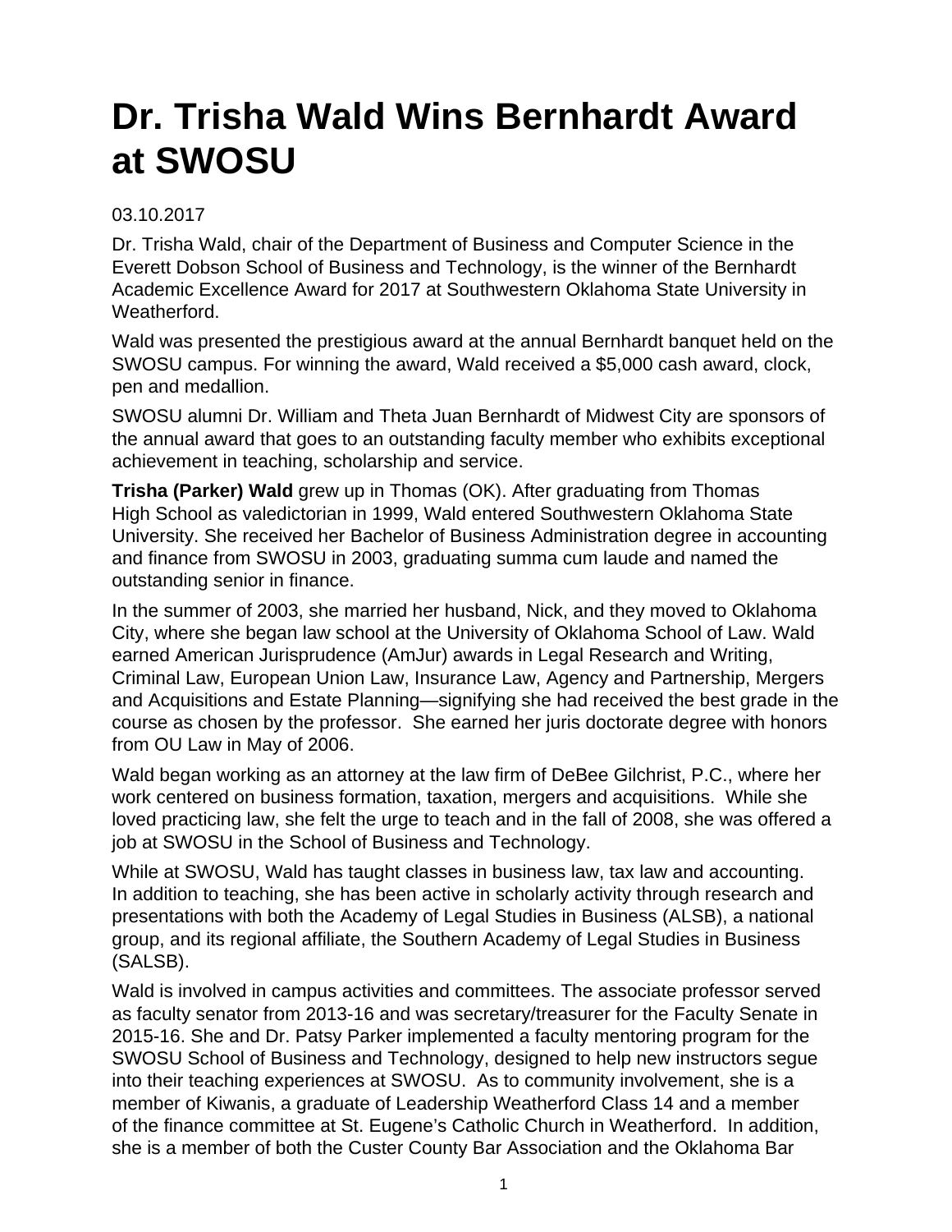# Dr. Trisha Wald Wins Bernhardt Award at SWOSU

03.10.2017

Dr. Trisha Wald, chair of the Department of Business and Computer Science in the Everett Dobson School of Business and Technology, is the winner of the Bernhardt Academic Excellence Award for 2017 at Southwestern Oklahoma State University in Weatherford.

Wald was presented the prestigious award at the annual Bernhardt banquet held on the SWOSU campus. For winning the award, Wald received a $5,000 cash award, clock, pen and medallion.

SWOSU alumni Dr. William and Theta Juan Bernhardt of Midwest City are sponsors of the annual award that goes to an outstanding faculty member who exhibits exceptional achievement in teaching, scholarship and service.

**Trisha (Parker) Wald** grew up in Thomas (OK). After graduating from Thomas High School as valedictorian in 1999, Wald entered Southwestern Oklahoma State University. She received her Bachelor of Business Administration degree in accounting and finance from SWOSU in 2003, graduating summa cum laude and named the outstanding senior in finance.

In the summer of 2003, she married her husband, Nick, and they moved to Oklahoma City, where she began law school at the University of Oklahoma School of Law. Wald earned American Jurisprudence (AmJur) awards in Legal Research and Writing, Criminal Law, European Union Law, Insurance Law, Agency and Partnership, Mergers and Acquisitions and Estate Planning—signifying she had received the best grade in the course as chosen by the professor. She earned her juris doctorate degree with honors from OU Law in May of 2006.

Wald began working as an attorney at the law firm of DeBee Gilchrist, P.C., where her work centered on business formation, taxation, mergers and acquisitions. While she loved practicing law, she felt the urge to teach and in the fall of 2008, she was offered a job at SWOSU in the School of Business and Technology.

While at SWOSU, Wald has taught classes in business law, tax law and accounting. In addition to teaching, she has been active in scholarly activity through research and presentations with both the Academy of Legal Studies in Business (ALSB), a national group, and its regional affiliate, the Southern Academy of Legal Studies in Business (SALSB).

Wald is involved in campus activities and committees. The associate professor served as faculty senator from 2013-16 and was secretary/treasurer for the Faculty Senate in 2015-16. She and Dr. Patsy Parker implemented a faculty mentoring program for the SWOSU School of Business and Technology, designed to help new instructors segue into their teaching experiences at SWOSU. As to community involvement, she is a member of Kiwanis, a graduate of Leadership Weatherford Class 14 and a member of the finance committee at St. Eugene's Catholic Church in Weatherford. In addition, she is a member of both the Custer County Bar Association and the Oklahoma Bar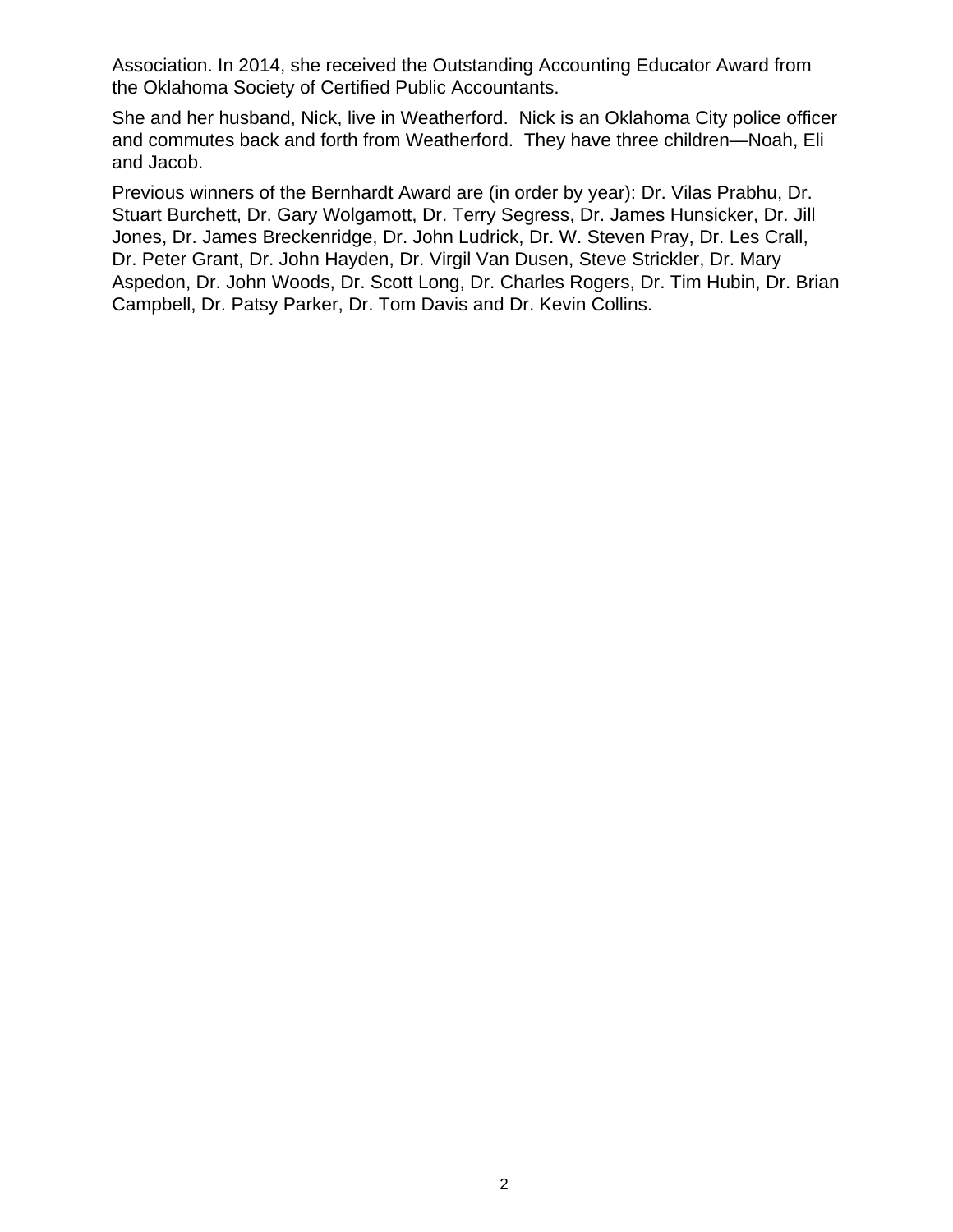Association. In 2014, she received the Outstanding Accounting Educator Award from the Oklahoma Society of Certified Public Accountants.

She and her husband, Nick, live in Weatherford. Nick is an Oklahoma City police officer and commutes back and forth from Weatherford. They have three children—Noah, Eli and Jacob.

Previous winners of the Bernhardt Award are (in order by year): Dr. Vilas Prabhu, Dr. Stuart Burchett, Dr. Gary Wolgamott, Dr. Terry Segress, Dr. James Hunsicker, Dr. Jill Jones, Dr. James Breckenridge, Dr. John Ludrick, Dr. W. Steven Pray, Dr. Les Crall, Dr. Peter Grant, Dr. John Hayden, Dr. Virgil Van Dusen, Steve Strickler, Dr. Mary Aspedon, Dr. John Woods, Dr. Scott Long, Dr. Charles Rogers, Dr. Tim Hubin, Dr. Brian Campbell, Dr. Patsy Parker, Dr. Tom Davis and Dr. Kevin Collins.